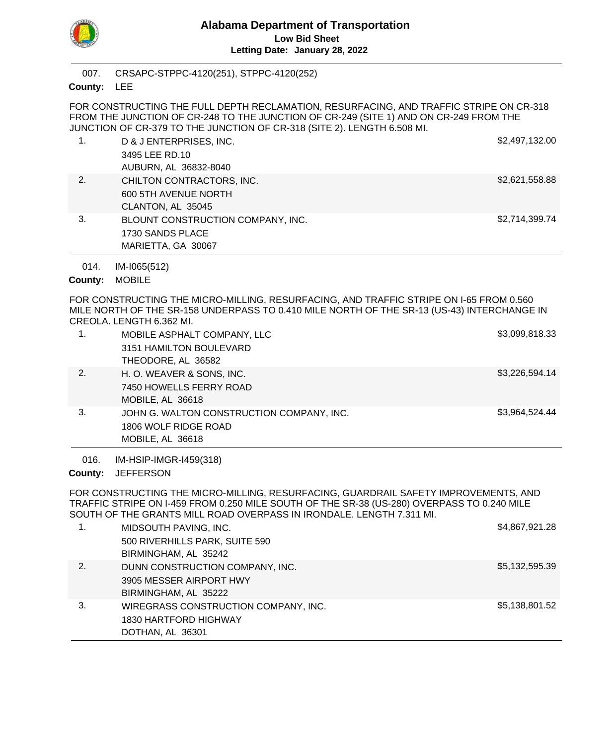# Alabama Department of Transportation

**Low Bid Sheet**

**Letting Date: January 28, 2022**

---

007. CRSAPC-STPPC-4120(251), STPPC-4120(252)

**County:** LEE

FOR CONSTRUCTING THE FULL DEPTH RECLAMATION, RESURFACING, AND TRAFFIC STRIPE ON CR-318 FROM THE JUNCTION OF CR-248 TO THE JUNCTION OF CR-249 (SITE 1) AND ON CR-249 FROM THE JUNCTION OF CR-379 TO THE JUNCTION OF CR-318 (SITE 2). LENGTH 6.508 MI.

| | Bidder | Amount |
|---|---|---|
| 1. | D & J ENTERPRISES, INC.<br>3495 LEE RD.10<br>AUBURN, AL 36832-8040 | $2,497,132.00 |
| 2. | CHILTON CONTRACTORS, INC.<br>600 5TH AVENUE NORTH<br>CLANTON, AL 35045 | $2,621,558.88 |
| 3. | BLOUNT CONSTRUCTION COMPANY, INC.<br>1730 SANDS PLACE<br>MARIETTA, GA 30067 | $2,714,399.74 |

---

014. IM-I065(512)

**County:** MOBILE

FOR CONSTRUCTING THE MICRO-MILLING, RESURFACING, AND TRAFFIC STRIPE ON I-65 FROM 0.560 MILE NORTH OF THE SR-158 UNDERPASS TO 0.410 MILE NORTH OF THE SR-13 (US-43) INTERCHANGE IN CREOLA. LENGTH 6.362 MI.

| | Bidder | Amount |
|---|---|---|
| 1. | MOBILE ASPHALT COMPANY, LLC<br>3151 HAMILTON BOULEVARD<br>THEODORE, AL 36582 | $3,099,818.33 |
| 2. | H. O. WEAVER & SONS, INC.<br>7450 HOWELLS FERRY ROAD<br>MOBILE, AL 36618 | $3,226,594.14 |
| 3. | JOHN G. WALTON CONSTRUCTION COMPANY, INC.<br>1806 WOLF RIDGE ROAD<br>MOBILE, AL 36618 | $3,964,524.44 |

---

016. IM-HSIP-IMGR-I459(318)

**County:** JEFFERSON

FOR CONSTRUCTING THE MICRO-MILLING, RESURFACING, GUARDRAIL SAFETY IMPROVEMENTS, AND TRAFFIC STRIPE ON I-459 FROM 0.250 MILE SOUTH OF THE SR-38 (US-280) OVERPASS TO 0.240 MILE SOUTH OF THE GRANTS MILL ROAD OVERPASS IN IRONDALE. LENGTH 7.311 MI.

| | Bidder | Amount |
|---|---|---|
| 1. | MIDSOUTH PAVING, INC.<br>500 RIVERHILLS PARK, SUITE 590<br>BIRMINGHAM, AL 35242 | $4,867,921.28 |
| 2. | DUNN CONSTRUCTION COMPANY, INC.<br>3905 MESSER AIRPORT HWY<br>BIRMINGHAM, AL 35222 | $5,132,595.39 |
| 3. | WIREGRASS CONSTRUCTION COMPANY, INC.<br>1830 HARTFORD HIGHWAY<br>DOTHAN, AL 36301 | $5,138,801.52 |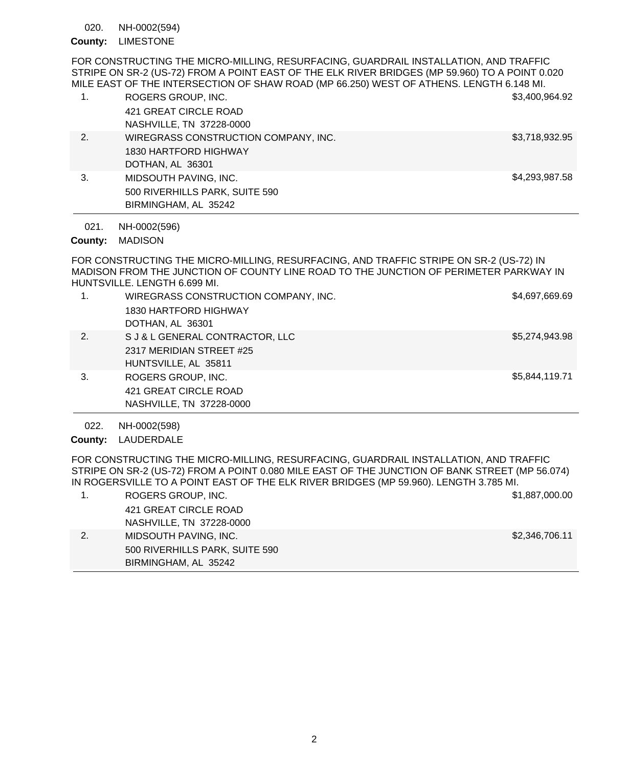020. NH-0002(594)

**County:** LIMESTONE

FOR CONSTRUCTING THE MICRO-MILLING, RESURFACING, GUARDRAIL INSTALLATION, AND TRAFFIC STRIPE ON SR-2 (US-72) FROM A POINT EAST OF THE ELK RIVER BRIDGES (MP 59.960) TO A POINT 0.020 MILE EAST OF THE INTERSECTION OF SHAW ROAD (MP 66.250) WEST OF ATHENS. LENGTH 6.148 MI.

| | Bidder | Amount |
|---|---|---|
| 1. | ROGERS GROUP, INC.<br>421 GREAT CIRCLE ROAD<br>NASHVILLE, TN 37228-0000 | $3,400,964.92 |
| 2. | WIREGRASS CONSTRUCTION COMPANY, INC.<br>1830 HARTFORD HIGHWAY<br>DOTHAN, AL 36301 | $3,718,932.95 |
| 3. | MIDSOUTH PAVING, INC.<br>500 RIVERHILLS PARK, SUITE 590<br>BIRMINGHAM, AL 35242 | $4,293,987.58 |

021. NH-0002(596)

**County:** MADISON

FOR CONSTRUCTING THE MICRO-MILLING, RESURFACING, AND TRAFFIC STRIPE ON SR-2 (US-72) IN MADISON FROM THE JUNCTION OF COUNTY LINE ROAD TO THE JUNCTION OF PERIMETER PARKWAY IN HUNTSVILLE. LENGTH 6.699 MI.

| | Bidder | Amount |
|---|---|---|
| 1. | WIREGRASS CONSTRUCTION COMPANY, INC.<br>1830 HARTFORD HIGHWAY<br>DOTHAN, AL 36301 | $4,697,669.69 |
| 2. | S J & L GENERAL CONTRACTOR, LLC<br>2317 MERIDIAN STREET #25<br>HUNTSVILLE, AL 35811 | $5,274,943.98 |
| 3. | ROGERS GROUP, INC.<br>421 GREAT CIRCLE ROAD<br>NASHVILLE, TN 37228-0000 | $5,844,119.71 |

022. NH-0002(598)

**County:** LAUDERDALE

FOR CONSTRUCTING THE MICRO-MILLING, RESURFACING, GUARDRAIL INSTALLATION, AND TRAFFIC STRIPE ON SR-2 (US-72) FROM A POINT 0.080 MILE EAST OF THE JUNCTION OF BANK STREET (MP 56.074) IN ROGERSVILLE TO A POINT EAST OF THE ELK RIVER BRIDGES (MP 59.960). LENGTH 3.785 MI.

| | Bidder | Amount |
|---|---|---|
| 1. | ROGERS GROUP, INC.<br>421 GREAT CIRCLE ROAD<br>NASHVILLE, TN 37228-0000 | $1,887,000.00 |
| 2. | MIDSOUTH PAVING, INC.<br>500 RIVERHILLS PARK, SUITE 590<br>BIRMINGHAM, AL 35242 | $2,346,706.11 |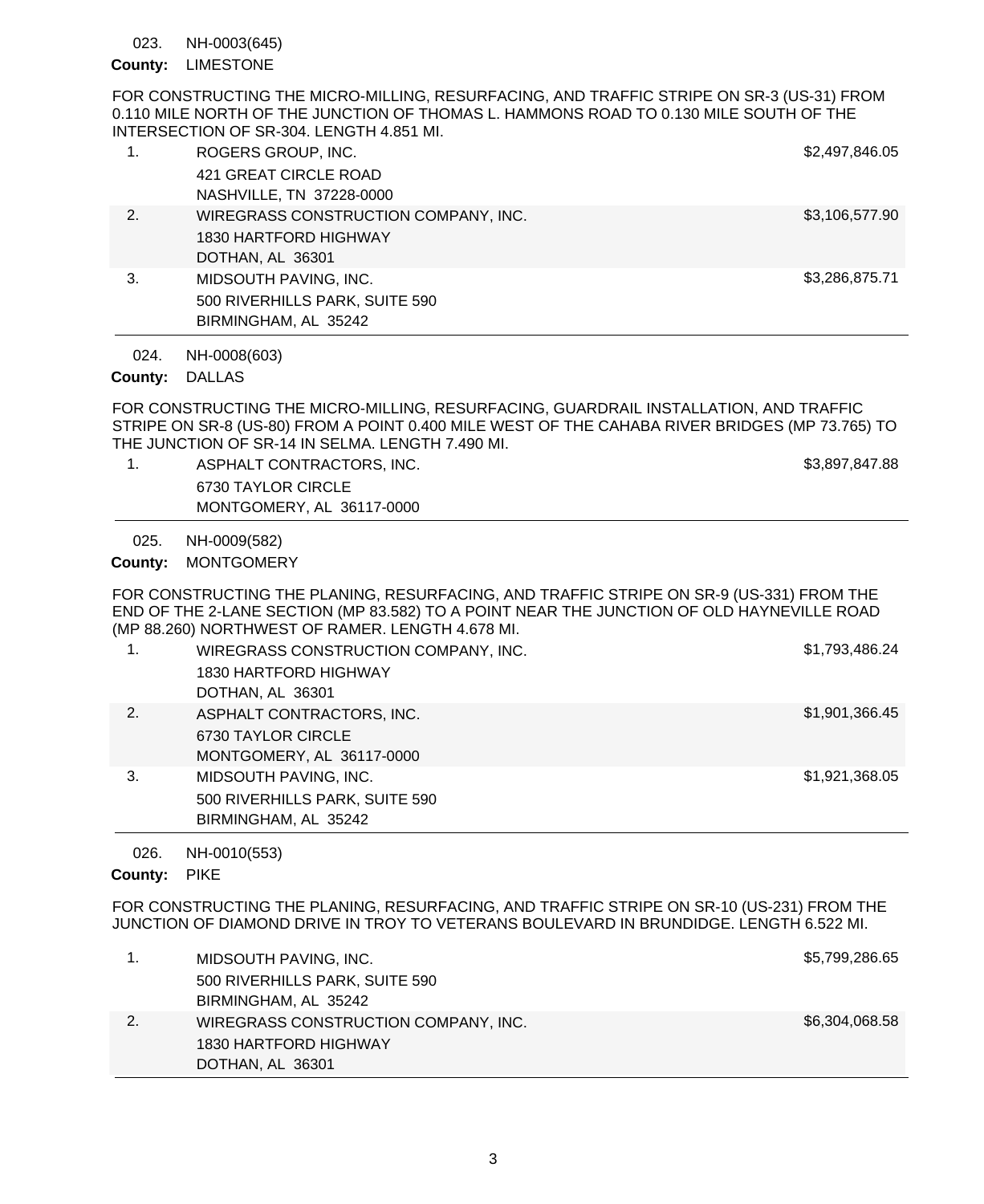023. NH-0003(645)

**County:** LIMESTONE

FOR CONSTRUCTING THE MICRO-MILLING, RESURFACING, AND TRAFFIC STRIPE ON SR-3 (US-31) FROM 0.110 MILE NORTH OF THE JUNCTION OF THOMAS L. HAMMONS ROAD TO 0.130 MILE SOUTH OF THE INTERSECTION OF SR-304. LENGTH 4.851 MI.

| | | |
|---|---|---|
| 1. | ROGERS GROUP, INC.<br>421 GREAT CIRCLE ROAD<br>NASHVILLE, TN 37228-0000 | $2,497,846.05 |
| 2. | WIREGRASS CONSTRUCTION COMPANY, INC.<br>1830 HARTFORD HIGHWAY<br>DOTHAN, AL 36301 | $3,106,577.90 |
| 3. | MIDSOUTH PAVING, INC.<br>500 RIVERHILLS PARK, SUITE 590<br>BIRMINGHAM, AL 35242 | $3,286,875.71 |

024. NH-0008(603)

**County:** DALLAS

FOR CONSTRUCTING THE MICRO-MILLING, RESURFACING, GUARDRAIL INSTALLATION, AND TRAFFIC STRIPE ON SR-8 (US-80) FROM A POINT 0.400 MILE WEST OF THE CAHABA RIVER BRIDGES (MP 73.765) TO THE JUNCTION OF SR-14 IN SELMA. LENGTH 7.490 MI.

| | | |
|---|---|---|
| 1. | ASPHALT CONTRACTORS, INC.<br>6730 TAYLOR CIRCLE<br>MONTGOMERY, AL 36117-0000 | $3,897,847.88 |

025. NH-0009(582)

**County:** MONTGOMERY

FOR CONSTRUCTING THE PLANING, RESURFACING, AND TRAFFIC STRIPE ON SR-9 (US-331) FROM THE END OF THE 2-LANE SECTION (MP 83.582) TO A POINT NEAR THE JUNCTION OF OLD HAYNEVILLE ROAD (MP 88.260) NORTHWEST OF RAMER. LENGTH 4.678 MI.

| | | |
|---|---|---|
| 1. | WIREGRASS CONSTRUCTION COMPANY, INC.<br>1830 HARTFORD HIGHWAY<br>DOTHAN, AL 36301 | $1,793,486.24 |
| 2. | ASPHALT CONTRACTORS, INC.<br>6730 TAYLOR CIRCLE<br>MONTGOMERY, AL 36117-0000 | $1,901,366.45 |
| 3. | MIDSOUTH PAVING, INC.<br>500 RIVERHILLS PARK, SUITE 590<br>BIRMINGHAM, AL 35242 | $1,921,368.05 |

026. NH-0010(553)

**County:** PIKE

FOR CONSTRUCTING THE PLANING, RESURFACING, AND TRAFFIC STRIPE ON SR-10 (US-231) FROM THE JUNCTION OF DIAMOND DRIVE IN TROY TO VETERANS BOULEVARD IN BRUNDIDGE. LENGTH 6.522 MI.

| | | |
|---|---|---|
| 1. | MIDSOUTH PAVING, INC.<br>500 RIVERHILLS PARK, SUITE 590<br>BIRMINGHAM, AL 35242 | $5,799,286.65 |
| 2. | WIREGRASS CONSTRUCTION COMPANY, INC.<br>1830 HARTFORD HIGHWAY<br>DOTHAN, AL 36301 | $6,304,068.58 |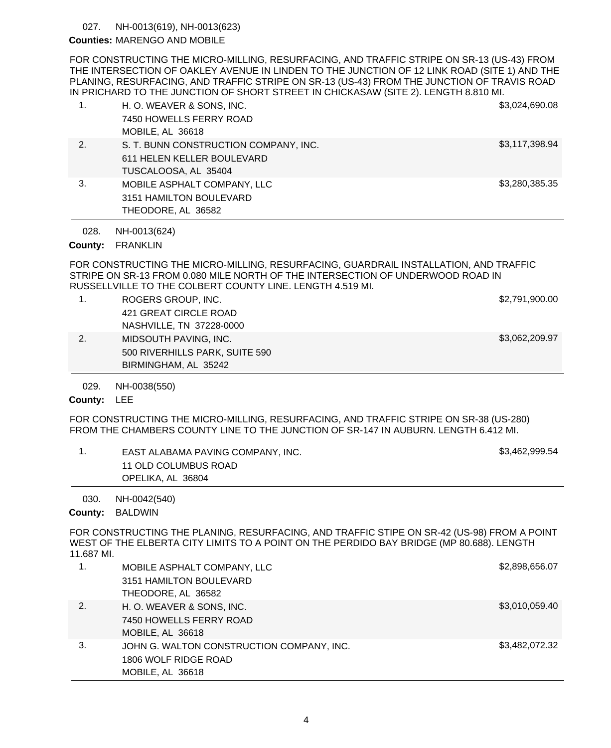027. NH-0013(619), NH-0013(623)

**Counties:** MARENGO AND MOBILE

FOR CONSTRUCTING THE MICRO-MILLING, RESURFACING, AND TRAFFIC STRIPE ON SR-13 (US-43) FROM THE INTERSECTION OF OAKLEY AVENUE IN LINDEN TO THE JUNCTION OF 12 LINK ROAD (SITE 1) AND THE PLANING, RESURFACING, AND TRAFFIC STRIPE ON SR-13 (US-43) FROM THE JUNCTION OF TRAVIS ROAD IN PRICHARD TO THE JUNCTION OF SHORT STREET IN CHICKASAW (SITE 2). LENGTH 8.810 MI.

| | | |
|---|---|---|
| 1. | H. O. WEAVER & SONS, INC.<br>7450 HOWELLS FERRY ROAD<br>MOBILE, AL 36618 | $3,024,690.08 |
| 2. | S. T. BUNN CONSTRUCTION COMPANY, INC.<br>611 HELEN KELLER BOULEVARD<br>TUSCALOOSA, AL 35404 | $3,117,398.94 |
| 3. | MOBILE ASPHALT COMPANY, LLC<br>3151 HAMILTON BOULEVARD<br>THEODORE, AL 36582 | $3,280,385.35 |

028. NH-0013(624)

**County:** FRANKLIN

FOR CONSTRUCTING THE MICRO-MILLING, RESURFACING, GUARDRAIL INSTALLATION, AND TRAFFIC STRIPE ON SR-13 FROM 0.080 MILE NORTH OF THE INTERSECTION OF UNDERWOOD ROAD IN RUSSELLVILLE TO THE COLBERT COUNTY LINE. LENGTH 4.519 MI.

| | | |
|---|---|---|
| 1. | ROGERS GROUP, INC.<br>421 GREAT CIRCLE ROAD<br>NASHVILLE, TN 37228-0000 | $2,791,900.00 |
| 2. | MIDSOUTH PAVING, INC.<br>500 RIVERHILLS PARK, SUITE 590<br>BIRMINGHAM, AL 35242 | $3,062,209.97 |

029. NH-0038(550)

**County:** LEE

FOR CONSTRUCTING THE MICRO-MILLING, RESURFACING, AND TRAFFIC STRIPE ON SR-38 (US-280) FROM THE CHAMBERS COUNTY LINE TO THE JUNCTION OF SR-147 IN AUBURN. LENGTH 6.412 MI.

| | | |
|---|---|---|
| 1. | EAST ALABAMA PAVING COMPANY, INC.<br>11 OLD COLUMBUS ROAD<br>OPELIKA, AL 36804 | $3,462,999.54 |

030. NH-0042(540)

**County:** BALDWIN

FOR CONSTRUCTING THE PLANING, RESURFACING, AND TRAFFIC STIPE ON SR-42 (US-98) FROM A POINT WEST OF THE ELBERTA CITY LIMITS TO A POINT ON THE PERDIDO BAY BRIDGE (MP 80.688). LENGTH 11.687 MI.

| | | |
|---|---|---|
| 1. | MOBILE ASPHALT COMPANY, LLC<br>3151 HAMILTON BOULEVARD<br>THEODORE, AL 36582 | $2,898,656.07 |
| 2. | H. O. WEAVER & SONS, INC.<br>7450 HOWELLS FERRY ROAD<br>MOBILE, AL 36618 | $3,010,059.40 |
| 3. | JOHN G. WALTON CONSTRUCTION COMPANY, INC.<br>1806 WOLF RIDGE ROAD<br>MOBILE, AL 36618 | $3,482,072.32 |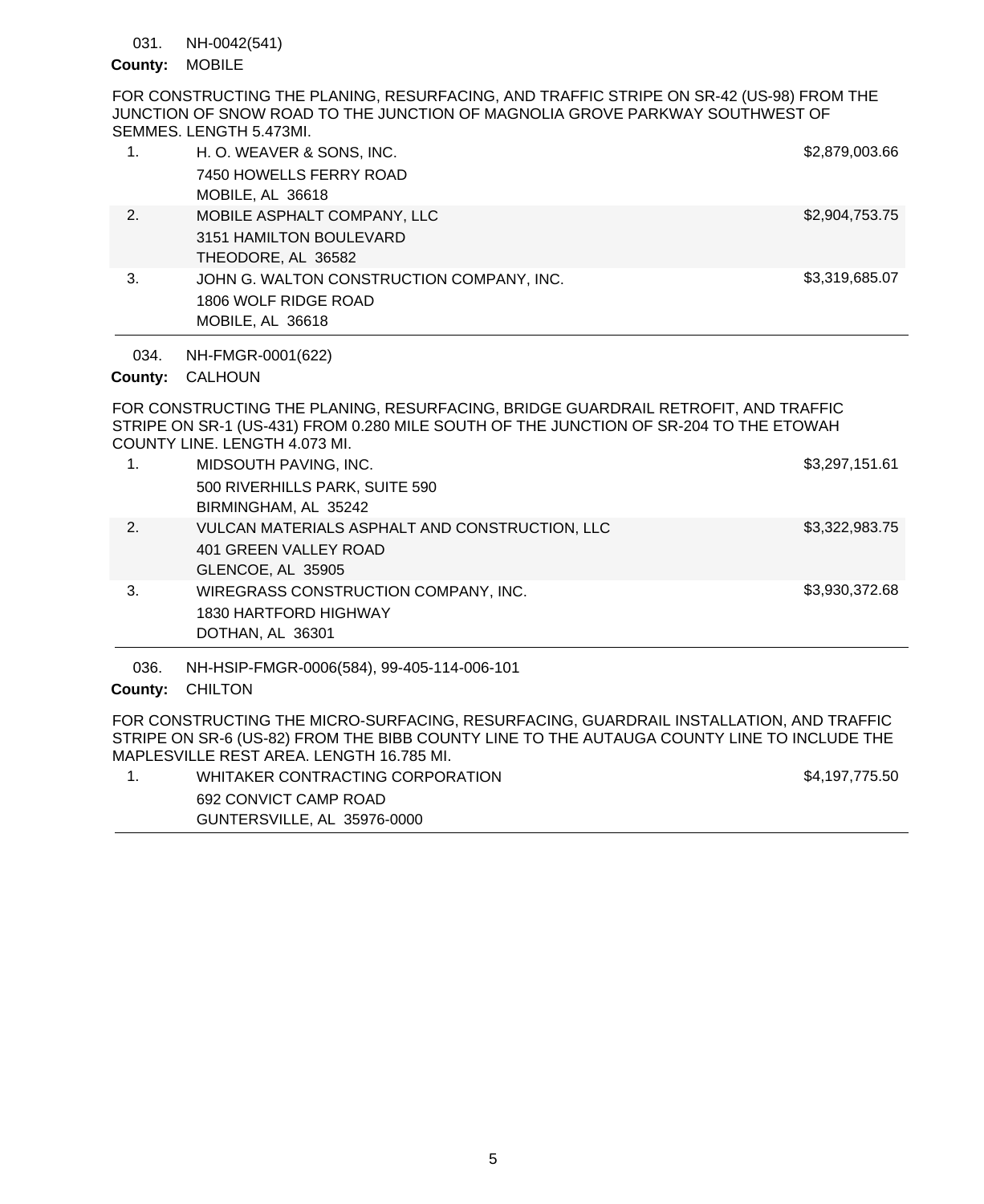031. NH-0042(541)

**County:** MOBILE

FOR CONSTRUCTING THE PLANING, RESURFACING, AND TRAFFIC STRIPE ON SR-42 (US-98) FROM THE JUNCTION OF SNOW ROAD TO THE JUNCTION OF MAGNOLIA GROVE PARKWAY SOUTHWEST OF SEMMES. LENGTH 5.473MI.

| | | |
|---|---|---|
| 1. | H. O. WEAVER & SONS, INC.<br>7450 HOWELLS FERRY ROAD<br>MOBILE, AL 36618 | $2,879,003.66 |
| 2. | MOBILE ASPHALT COMPANY, LLC<br>3151 HAMILTON BOULEVARD<br>THEODORE, AL 36582 | $2,904,753.75 |
| 3. | JOHN G. WALTON CONSTRUCTION COMPANY, INC.<br>1806 WOLF RIDGE ROAD<br>MOBILE, AL 36618 | $3,319,685.07 |

034. NH-FMGR-0001(622)

**County:** CALHOUN

FOR CONSTRUCTING THE PLANING, RESURFACING, BRIDGE GUARDRAIL RETROFIT, AND TRAFFIC STRIPE ON SR-1 (US-431) FROM 0.280 MILE SOUTH OF THE JUNCTION OF SR-204 TO THE ETOWAH COUNTY LINE. LENGTH 4.073 MI.

| | | |
|---|---|---|
| 1. | MIDSOUTH PAVING, INC.<br>500 RIVERHILLS PARK, SUITE 590<br>BIRMINGHAM, AL 35242 | $3,297,151.61 |
| 2. | VULCAN MATERIALS ASPHALT AND CONSTRUCTION, LLC<br>401 GREEN VALLEY ROAD<br>GLENCOE, AL 35905 | $3,322,983.75 |
| 3. | WIREGRASS CONSTRUCTION COMPANY, INC.<br>1830 HARTFORD HIGHWAY<br>DOTHAN, AL 36301 | $3,930,372.68 |

036. NH-HSIP-FMGR-0006(584), 99-405-114-006-101

**County:** CHILTON

FOR CONSTRUCTING THE MICRO-SURFACING, RESURFACING, GUARDRAIL INSTALLATION, AND TRAFFIC STRIPE ON SR-6 (US-82) FROM THE BIBB COUNTY LINE TO THE AUTAUGA COUNTY LINE TO INCLUDE THE MAPLESVILLE REST AREA. LENGTH 16.785 MI.

| | | |
|---|---|---|
| 1. | WHITAKER CONTRACTING CORPORATION<br>692 CONVICT CAMP ROAD<br>GUNTERSVILLE, AL 35976-0000 | $4,197,775.50 |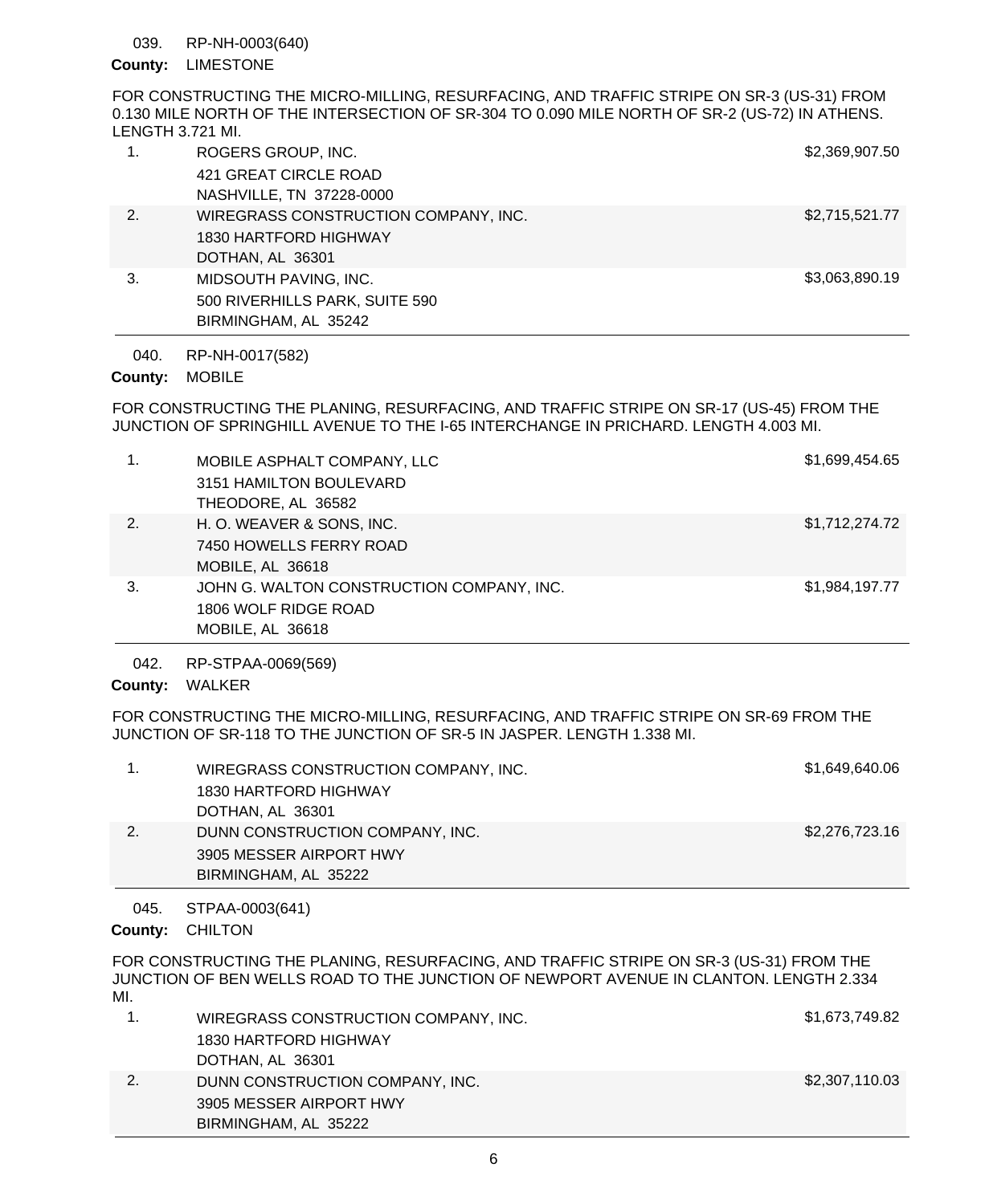039. RP-NH-0003(640)

**County:** LIMESTONE

FOR CONSTRUCTING THE MICRO-MILLING, RESURFACING, AND TRAFFIC STRIPE ON SR-3 (US-31) FROM 0.130 MILE NORTH OF THE INTERSECTION OF SR-304 TO 0.090 MILE NORTH OF SR-2 (US-72) IN ATHENS. LENGTH 3.721 MI.

| | Bidder | Amount |
|---|---|---|
| 1. | ROGERS GROUP, INC.<br>421 GREAT CIRCLE ROAD<br>NASHVILLE, TN 37228-0000 | $2,369,907.50 |
| 2. | WIREGRASS CONSTRUCTION COMPANY, INC.<br>1830 HARTFORD HIGHWAY<br>DOTHAN, AL 36301 | $2,715,521.77 |
| 3. | MIDSOUTH PAVING, INC.<br>500 RIVERHILLS PARK, SUITE 590<br>BIRMINGHAM, AL 35242 | $3,063,890.19 |

040. RP-NH-0017(582)

**County:** MOBILE

FOR CONSTRUCTING THE PLANING, RESURFACING, AND TRAFFIC STRIPE ON SR-17 (US-45) FROM THE JUNCTION OF SPRINGHILL AVENUE TO THE I-65 INTERCHANGE IN PRICHARD. LENGTH 4.003 MI.

| | Bidder | Amount |
|---|---|---|
| 1. | MOBILE ASPHALT COMPANY, LLC<br>3151 HAMILTON BOULEVARD<br>THEODORE, AL 36582 | $1,699,454.65 |
| 2. | H. O. WEAVER & SONS, INC.<br>7450 HOWELLS FERRY ROAD<br>MOBILE, AL 36618 | $1,712,274.72 |
| 3. | JOHN G. WALTON CONSTRUCTION COMPANY, INC.<br>1806 WOLF RIDGE ROAD<br>MOBILE, AL 36618 | $1,984,197.77 |

042. RP-STPAA-0069(569)

**County:** WALKER

FOR CONSTRUCTING THE MICRO-MILLING, RESURFACING, AND TRAFFIC STRIPE ON SR-69 FROM THE JUNCTION OF SR-118 TO THE JUNCTION OF SR-5 IN JASPER. LENGTH 1.338 MI.

| | Bidder | Amount |
|---|---|---|
| 1. | WIREGRASS CONSTRUCTION COMPANY, INC.<br>1830 HARTFORD HIGHWAY<br>DOTHAN, AL 36301 | $1,649,640.06 |
| 2. | DUNN CONSTRUCTION COMPANY, INC.<br>3905 MESSER AIRPORT HWY<br>BIRMINGHAM, AL 35222 | $2,276,723.16 |

045. STPAA-0003(641)

**County:** CHILTON

FOR CONSTRUCTING THE PLANING, RESURFACING, AND TRAFFIC STRIPE ON SR-3 (US-31) FROM THE JUNCTION OF BEN WELLS ROAD TO THE JUNCTION OF NEWPORT AVENUE IN CLANTON. LENGTH 2.334 MI.

| | Bidder | Amount |
|---|---|---|
| 1. | WIREGRASS CONSTRUCTION COMPANY, INC.<br>1830 HARTFORD HIGHWAY<br>DOTHAN, AL 36301 | $1,673,749.82 |
| 2. | DUNN CONSTRUCTION COMPANY, INC.<br>3905 MESSER AIRPORT HWY<br>BIRMINGHAM, AL 35222 | $2,307,110.03 |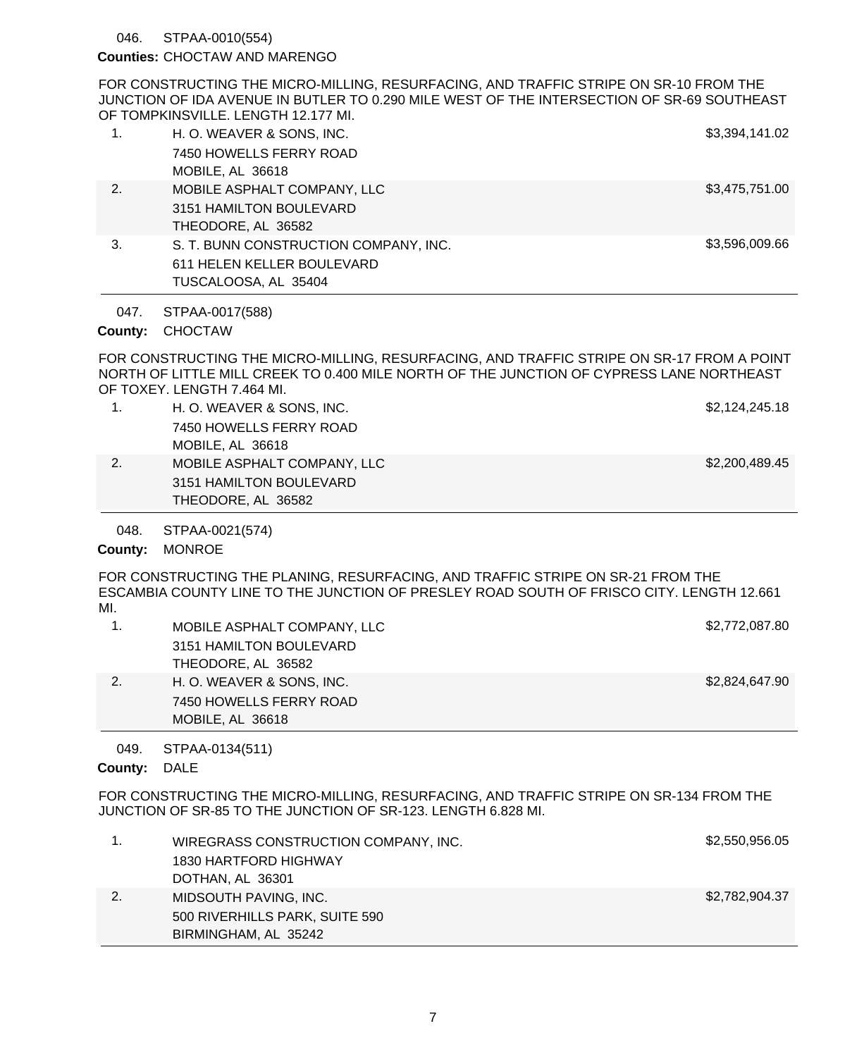046. STPAA-0010(554)

**Counties:** CHOCTAW AND MARENGO

FOR CONSTRUCTING THE MICRO-MILLING, RESURFACING, AND TRAFFIC STRIPE ON SR-10 FROM THE JUNCTION OF IDA AVENUE IN BUTLER TO 0.290 MILE WEST OF THE INTERSECTION OF SR-69 SOUTHEAST OF TOMPKINSVILLE. LENGTH 12.177 MI.

| | | |
|---|---|---|
| 1. | H. O. WEAVER & SONS, INC.<br>7450 HOWELLS FERRY ROAD<br>MOBILE, AL 36618 | $3,394,141.02 |
| 2. | MOBILE ASPHALT COMPANY, LLC<br>3151 HAMILTON BOULEVARD<br>THEODORE, AL 36582 | $3,475,751.00 |
| 3. | S. T. BUNN CONSTRUCTION COMPANY, INC.<br>611 HELEN KELLER BOULEVARD<br>TUSCALOOSA, AL 35404 | $3,596,009.66 |

047. STPAA-0017(588)

**County:** CHOCTAW

FOR CONSTRUCTING THE MICRO-MILLING, RESURFACING, AND TRAFFIC STRIPE ON SR-17 FROM A POINT NORTH OF LITTLE MILL CREEK TO 0.400 MILE NORTH OF THE JUNCTION OF CYPRESS LANE NORTHEAST OF TOXEY. LENGTH 7.464 MI.

| | | |
|---|---|---|
| 1. | H. O. WEAVER & SONS, INC.<br>7450 HOWELLS FERRY ROAD<br>MOBILE, AL 36618 | $2,124,245.18 |
| 2. | MOBILE ASPHALT COMPANY, LLC<br>3151 HAMILTON BOULEVARD<br>THEODORE, AL 36582 | $2,200,489.45 |

048. STPAA-0021(574)

**County:** MONROE

FOR CONSTRUCTING THE PLANING, RESURFACING, AND TRAFFIC STRIPE ON SR-21 FROM THE ESCAMBIA COUNTY LINE TO THE JUNCTION OF PRESLEY ROAD SOUTH OF FRISCO CITY. LENGTH 12.661 MI.

| | | |
|---|---|---|
| 1. | MOBILE ASPHALT COMPANY, LLC<br>3151 HAMILTON BOULEVARD<br>THEODORE, AL 36582 | $2,772,087.80 |
| 2. | H. O. WEAVER & SONS, INC.<br>7450 HOWELLS FERRY ROAD<br>MOBILE, AL 36618 | $2,824,647.90 |

049. STPAA-0134(511)

**County:** DALE

FOR CONSTRUCTING THE MICRO-MILLING, RESURFACING, AND TRAFFIC STRIPE ON SR-134 FROM THE JUNCTION OF SR-85 TO THE JUNCTION OF SR-123. LENGTH 6.828 MI.

| | | |
|---|---|---|
| 1. | WIREGRASS CONSTRUCTION COMPANY, INC.<br>1830 HARTFORD HIGHWAY<br>DOTHAN, AL 36301 | $2,550,956.05 |
| 2. | MIDSOUTH PAVING, INC.<br>500 RIVERHILLS PARK, SUITE 590<br>BIRMINGHAM, AL 35242 | $2,782,904.37 |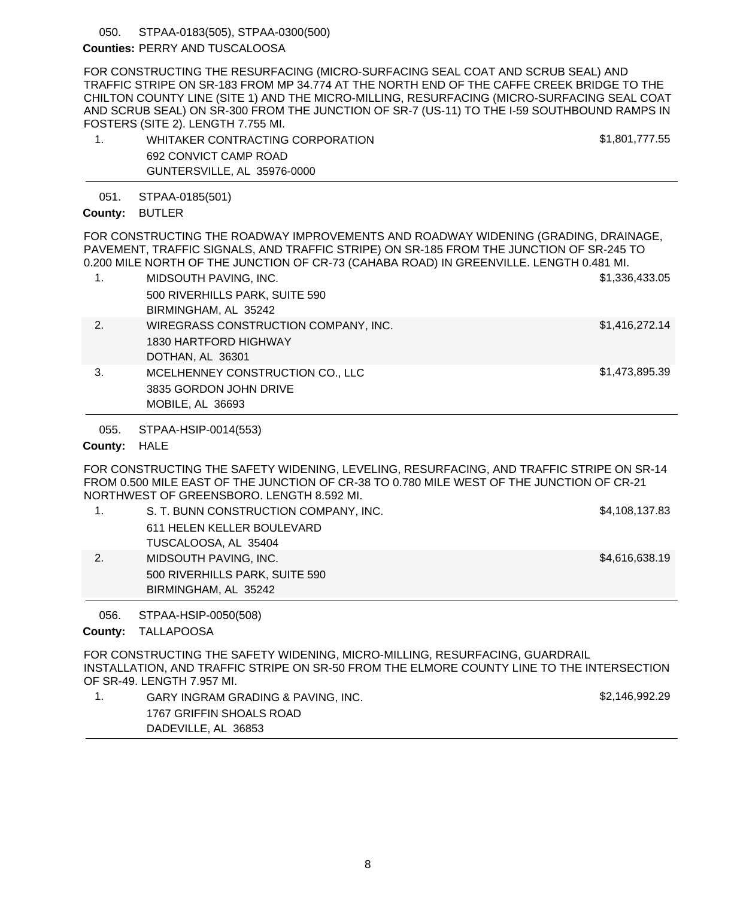050. STPAA-0183(505), STPAA-0300(500)

**Counties:** PERRY AND TUSCALOOSA

FOR CONSTRUCTING THE RESURFACING (MICRO-SURFACING SEAL COAT AND SCRUB SEAL) AND TRAFFIC STRIPE ON SR-183 FROM MP 34.774 AT THE NORTH END OF THE CAFFE CREEK BRIDGE TO THE CHILTON COUNTY LINE (SITE 1) AND THE MICRO-MILLING, RESURFACING (MICRO-SURFACING SEAL COAT AND SCRUB SEAL) ON SR-300 FROM THE JUNCTION OF SR-7 (US-11) TO THE I-59 SOUTHBOUND RAMPS IN FOSTERS (SITE 2). LENGTH 7.755 MI.

| | | |
|---|---|---|
| 1. | WHITAKER CONTRACTING CORPORATION<br>692 CONVICT CAMP ROAD<br>GUNTERSVILLE, AL 35976-0000 | $1,801,777.55 |

051. STPAA-0185(501)

**County:** BUTLER

FOR CONSTRUCTING THE ROADWAY IMPROVEMENTS AND ROADWAY WIDENING (GRADING, DRAINAGE, PAVEMENT, TRAFFIC SIGNALS, AND TRAFFIC STRIPE) ON SR-185 FROM THE JUNCTION OF SR-245 TO 0.200 MILE NORTH OF THE JUNCTION OF CR-73 (CAHABA ROAD) IN GREENVILLE. LENGTH 0.481 MI.

| | | |
|---|---|---|
| 1. | MIDSOUTH PAVING, INC.<br>500 RIVERHILLS PARK, SUITE 590<br>BIRMINGHAM, AL 35242 | $1,336,433.05 |
| 2. | WIREGRASS CONSTRUCTION COMPANY, INC.<br>1830 HARTFORD HIGHWAY<br>DOTHAN, AL 36301 | $1,416,272.14 |
| 3. | MCELHENNEY CONSTRUCTION CO., LLC<br>3835 GORDON JOHN DRIVE<br>MOBILE, AL 36693 | $1,473,895.39 |

055. STPAA-HSIP-0014(553)

**County:** HALE

FOR CONSTRUCTING THE SAFETY WIDENING, LEVELING, RESURFACING, AND TRAFFIC STRIPE ON SR-14 FROM 0.500 MILE EAST OF THE JUNCTION OF CR-38 TO 0.780 MILE WEST OF THE JUNCTION OF CR-21 NORTHWEST OF GREENSBORO. LENGTH 8.592 MI.

| | | |
|---|---|---|
| 1. | S. T. BUNN CONSTRUCTION COMPANY, INC.<br>611 HELEN KELLER BOULEVARD<br>TUSCALOOSA, AL 35404 | $4,108,137.83 |
| 2. | MIDSOUTH PAVING, INC.<br>500 RIVERHILLS PARK, SUITE 590<br>BIRMINGHAM, AL 35242 | $4,616,638.19 |

056. STPAA-HSIP-0050(508)

**County:** TALLAPOOSA

FOR CONSTRUCTING THE SAFETY WIDENING, MICRO-MILLING, RESURFACING, GUARDRAIL INSTALLATION, AND TRAFFIC STRIPE ON SR-50 FROM THE ELMORE COUNTY LINE TO THE INTERSECTION OF SR-49. LENGTH 7.957 MI.

| | | |
|---|---|---|
| 1. | GARY INGRAM GRADING & PAVING, INC.<br>1767 GRIFFIN SHOALS ROAD<br>DADEVILLE, AL 36853 | $2,146,992.29 |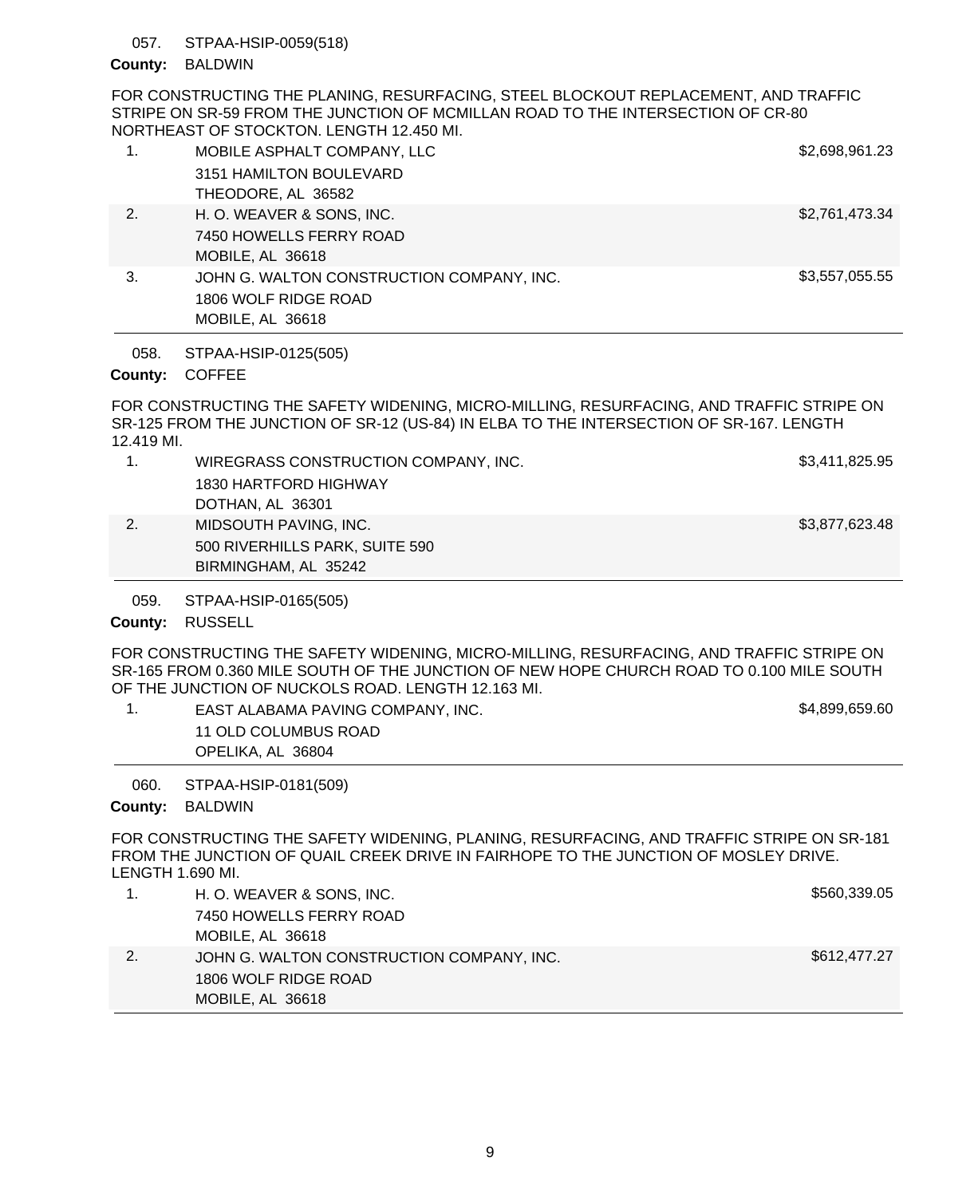057. STPAA-HSIP-0059(518)

**County:** BALDWIN

FOR CONSTRUCTING THE PLANING, RESURFACING, STEEL BLOCKOUT REPLACEMENT, AND TRAFFIC STRIPE ON SR-59 FROM THE JUNCTION OF MCMILLAN ROAD TO THE INTERSECTION OF CR-80 NORTHEAST OF STOCKTON. LENGTH 12.450 MI.

| | | |
|---|---|---|
| 1. | MOBILE ASPHALT COMPANY, LLC<br>3151 HAMILTON BOULEVARD<br>THEODORE, AL 36582 | $2,698,961.23 |
| 2. | H. O. WEAVER & SONS, INC.<br>7450 HOWELLS FERRY ROAD<br>MOBILE, AL 36618 | $2,761,473.34 |
| 3. | JOHN G. WALTON CONSTRUCTION COMPANY, INC.<br>1806 WOLF RIDGE ROAD<br>MOBILE, AL 36618 | $3,557,055.55 |

058. STPAA-HSIP-0125(505)

**County:** COFFEE

FOR CONSTRUCTING THE SAFETY WIDENING, MICRO-MILLING, RESURFACING, AND TRAFFIC STRIPE ON SR-125 FROM THE JUNCTION OF SR-12 (US-84) IN ELBA TO THE INTERSECTION OF SR-167. LENGTH 12.419 MI.

| | | |
|---|---|---|
| 1. | WIREGRASS CONSTRUCTION COMPANY, INC.<br>1830 HARTFORD HIGHWAY<br>DOTHAN, AL 36301 | $3,411,825.95 |
| 2. | MIDSOUTH PAVING, INC.<br>500 RIVERHILLS PARK, SUITE 590<br>BIRMINGHAM, AL 35242 | $3,877,623.48 |

059. STPAA-HSIP-0165(505)

**County:** RUSSELL

FOR CONSTRUCTING THE SAFETY WIDENING, MICRO-MILLING, RESURFACING, AND TRAFFIC STRIPE ON SR-165 FROM 0.360 MILE SOUTH OF THE JUNCTION OF NEW HOPE CHURCH ROAD TO 0.100 MILE SOUTH OF THE JUNCTION OF NUCKOLS ROAD. LENGTH 12.163 MI.

| | | |
|---|---|---|
| 1. | EAST ALABAMA PAVING COMPANY, INC.<br>11 OLD COLUMBUS ROAD<br>OPELIKA, AL 36804 | $4,899,659.60 |

060. STPAA-HSIP-0181(509)

**County:** BALDWIN

FOR CONSTRUCTING THE SAFETY WIDENING, PLANING, RESURFACING, AND TRAFFIC STRIPE ON SR-181 FROM THE JUNCTION OF QUAIL CREEK DRIVE IN FAIRHOPE TO THE JUNCTION OF MOSLEY DRIVE. LENGTH 1.690 MI.

| | | |
|---|---|---|
| 1. | H. O. WEAVER & SONS, INC.<br>7450 HOWELLS FERRY ROAD<br>MOBILE, AL 36618 | $560,339.05 |
| 2. | JOHN G. WALTON CONSTRUCTION COMPANY, INC.<br>1806 WOLF RIDGE ROAD<br>MOBILE, AL 36618 | $612,477.27 |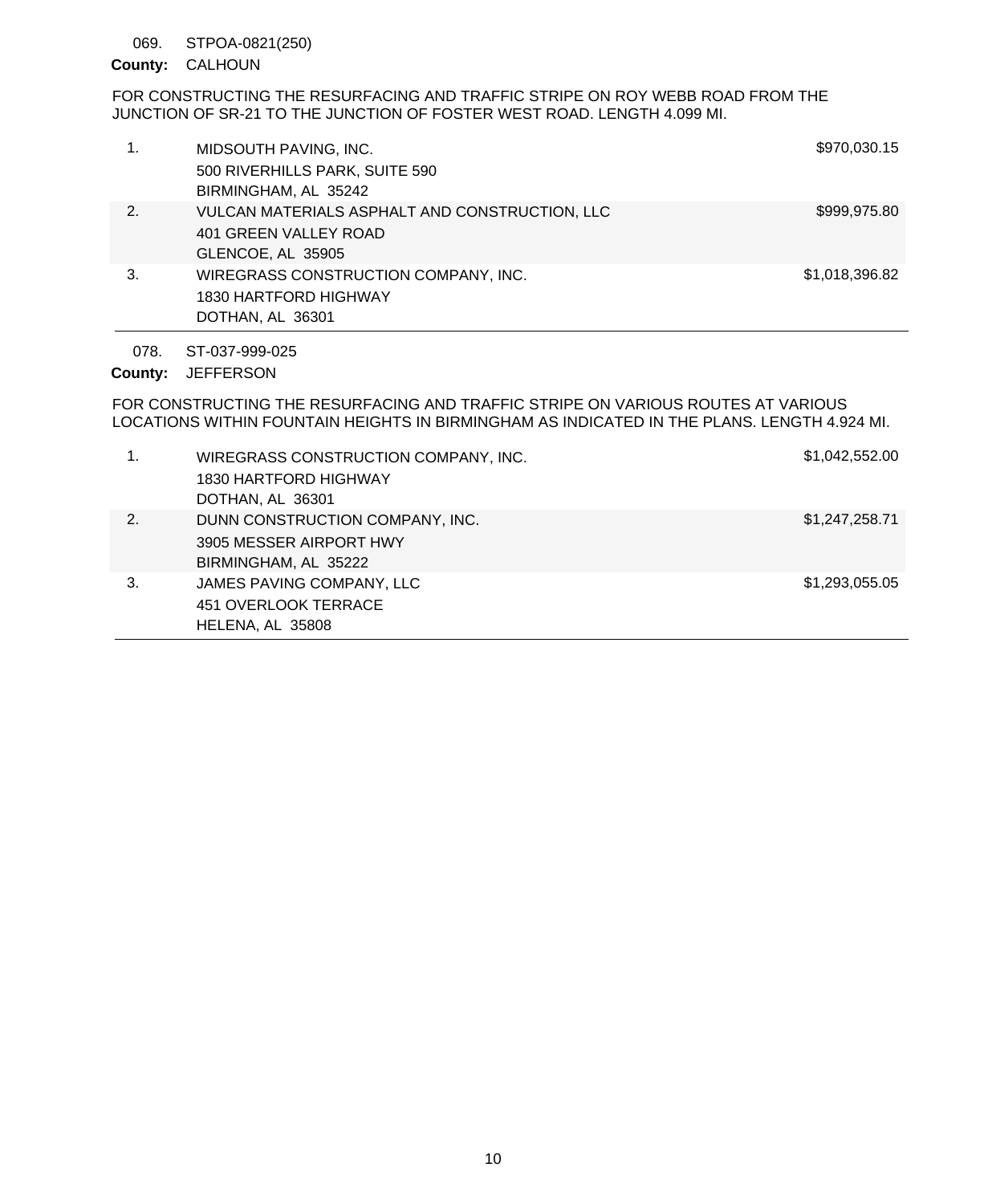069. STPOA-0821(250)

**County:** CALHOUN

FOR CONSTRUCTING THE RESURFACING AND TRAFFIC STRIPE ON ROY WEBB ROAD FROM THE JUNCTION OF SR-21 TO THE JUNCTION OF FOSTER WEST ROAD. LENGTH 4.099 MI.

| | | |
|---|---|---|
| 1. | MIDSOUTH PAVING, INC.<br>500 RIVERHILLS PARK, SUITE 590<br>BIRMINGHAM, AL 35242 | $970,030.15 |
| 2. | VULCAN MATERIALS ASPHALT AND CONSTRUCTION, LLC<br>401 GREEN VALLEY ROAD<br>GLENCOE, AL 35905 | $999,975.80 |
| 3. | WIREGRASS CONSTRUCTION COMPANY, INC.<br>1830 HARTFORD HIGHWAY<br>DOTHAN, AL 36301 | $1,018,396.82 |

078. ST-037-999-025

**County:** JEFFERSON

FOR CONSTRUCTING THE RESURFACING AND TRAFFIC STRIPE ON VARIOUS ROUTES AT VARIOUS LOCATIONS WITHIN FOUNTAIN HEIGHTS IN BIRMINGHAM AS INDICATED IN THE PLANS. LENGTH 4.924 MI.

| | | |
|---|---|---|
| 1. | WIREGRASS CONSTRUCTION COMPANY, INC.<br>1830 HARTFORD HIGHWAY<br>DOTHAN, AL 36301 | $1,042,552.00 |
| 2. | DUNN CONSTRUCTION COMPANY, INC.<br>3905 MESSER AIRPORT HWY<br>BIRMINGHAM, AL 35222 | $1,247,258.71 |
| 3. | JAMES PAVING COMPANY, LLC<br>451 OVERLOOK TERRACE<br>HELENA, AL 35808 | $1,293,055.05 |